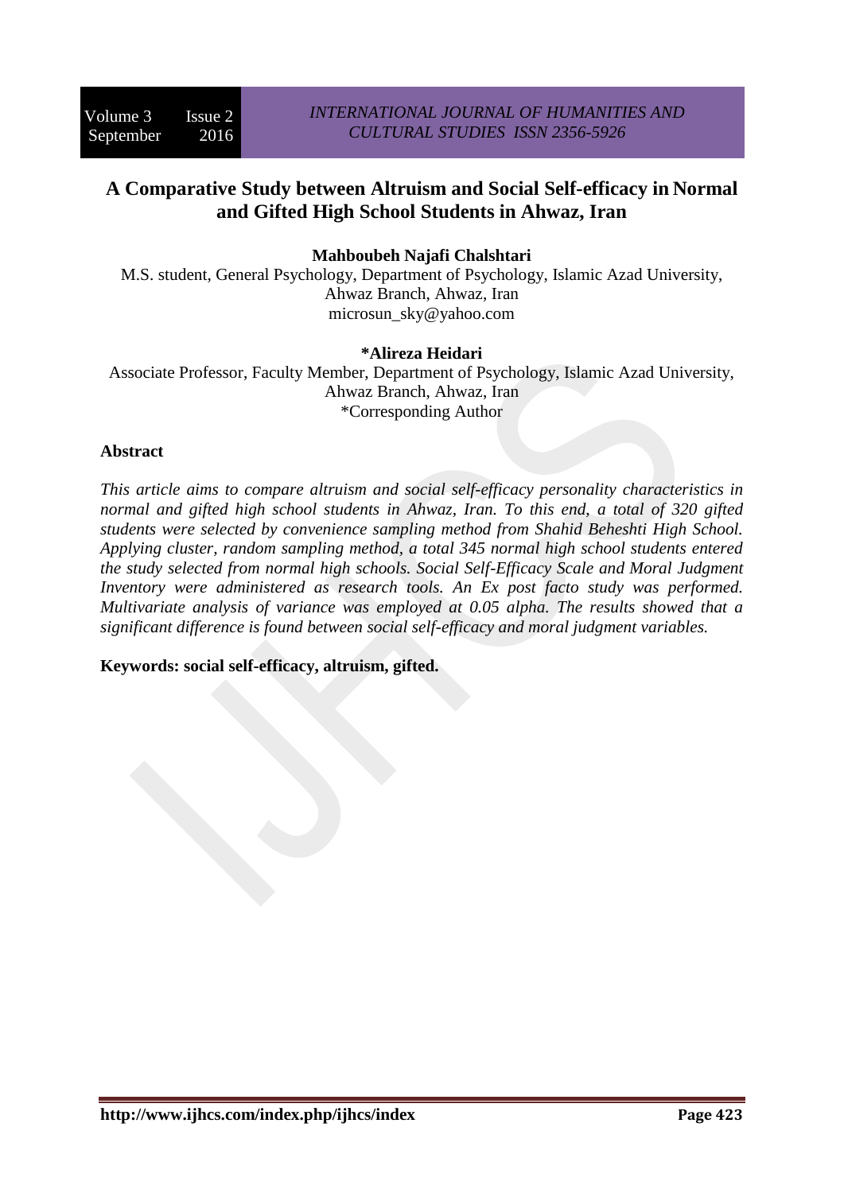# A Comparative Study between Altruism and Social Self-efficacy in Normal and Gifted High School Students in Ahwaz, Iran

**Mahboubeh Najafi Chalshtari**

M.S. student, General Psychology, Department of Psychology, Islamic Azad University, Ahwaz Branch, Ahwaz, Iran

microsun_sky@yahoo.com

**\*Alireza Heidari**

Associate Professor, Faculty Member, Department of Psychology, Islamic Azad University, Ahwaz Branch, Ahwaz, Iran

\*Corresponding Author

## Abstract

*This article aims to compare altruism and social self-efficacy personality characteristics in normal and gifted high school students in Ahwaz, Iran. To this end, a total of 320 gifted students were selected by convenience sampling method from Shahid Beheshti High School. Applying cluster, random sampling method, a total 345 normal high school students entered the study selected from normal high schools. Social Self-Efficacy Scale and Moral Judgment Inventory were administered as research tools. An Ex post facto study was performed. Multivariate analysis of variance was employed at 0.05 alpha. The results showed that a significant difference is found between social self-efficacy and moral judgment variables.*

**Keywords: social self-efficacy, altruism, gifted.**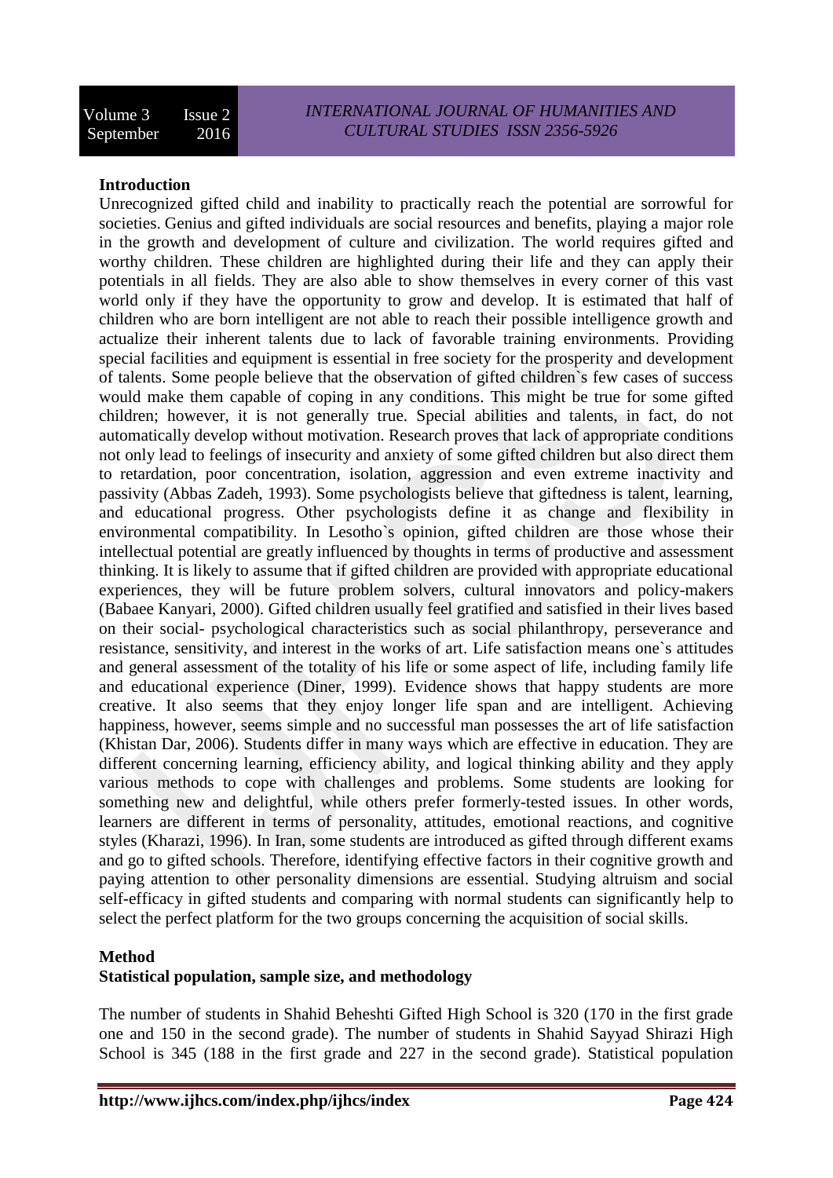**Introduction**

Unrecognized gifted child and inability to practically reach the potential are sorrowful for societies. Genius and gifted individuals are social resources and benefits, playing a major role in the growth and development of culture and civilization. The world requires gifted and worthy children. These children are highlighted during their life and they can apply their potentials in all fields. They are also able to show themselves in every corner of this vast world only if they have the opportunity to grow and develop. It is estimated that half of children who are born intelligent are not able to reach their possible intelligence growth and actualize their inherent talents due to lack of favorable training environments. Providing special facilities and equipment is essential in free society for the prosperity and development of talents. Some people believe that the observation of gifted children`s few cases of success would make them capable of coping in any conditions. This might be true for some gifted children; however, it is not generally true. Special abilities and talents, in fact, do not automatically develop without motivation. Research proves that lack of appropriate conditions not only lead to feelings of insecurity and anxiety of some gifted children but also direct them to retardation, poor concentration, isolation, aggression and even extreme inactivity and passivity (Abbas Zadeh, 1993). Some psychologists believe that giftedness is talent, learning, and educational progress. Other psychologists define it as change and flexibility in environmental compatibility. In Lesotho`s opinion, gifted children are those whose their intellectual potential are greatly influenced by thoughts in terms of productive and assessment thinking. It is likely to assume that if gifted children are provided with appropriate educational experiences, they will be future problem solvers, cultural innovators and policy-makers (Babaee Kanyari, 2000). Gifted children usually feel gratified and satisfied in their lives based on their social- psychological characteristics such as social philanthropy, perseverance and resistance, sensitivity, and interest in the works of art. Life satisfaction means one`s attitudes and general assessment of the totality of his life or some aspect of life, including family life and educational experience (Diner, 1999). Evidence shows that happy students are more creative. It also seems that they enjoy longer life span and are intelligent. Achieving happiness, however, seems simple and no successful man possesses the art of life satisfaction (Khistan Dar, 2006). Students differ in many ways which are effective in education. They are different concerning learning, efficiency ability, and logical thinking ability and they apply various methods to cope with challenges and problems. Some students are looking for something new and delightful, while others prefer formerly-tested issues. In other words, learners are different in terms of personality, attitudes, emotional reactions, and cognitive styles (Kharazi, 1996). In Iran, some students are introduced as gifted through different exams and go to gifted schools. Therefore, identifying effective factors in their cognitive growth and paying attention to other personality dimensions are essential. Studying altruism and social self-efficacy in gifted students and comparing with normal students can significantly help to select the perfect platform for the two groups concerning the acquisition of social skills.

**Method**

**Statistical population, sample size, and methodology**

The number of students in Shahid Beheshti Gifted High School is 320 (170 in the first grade one and 150 in the second grade). The number of students in Shahid Sayyad Shirazi High School is 345 (188 in the first grade and 227 in the second grade). Statistical population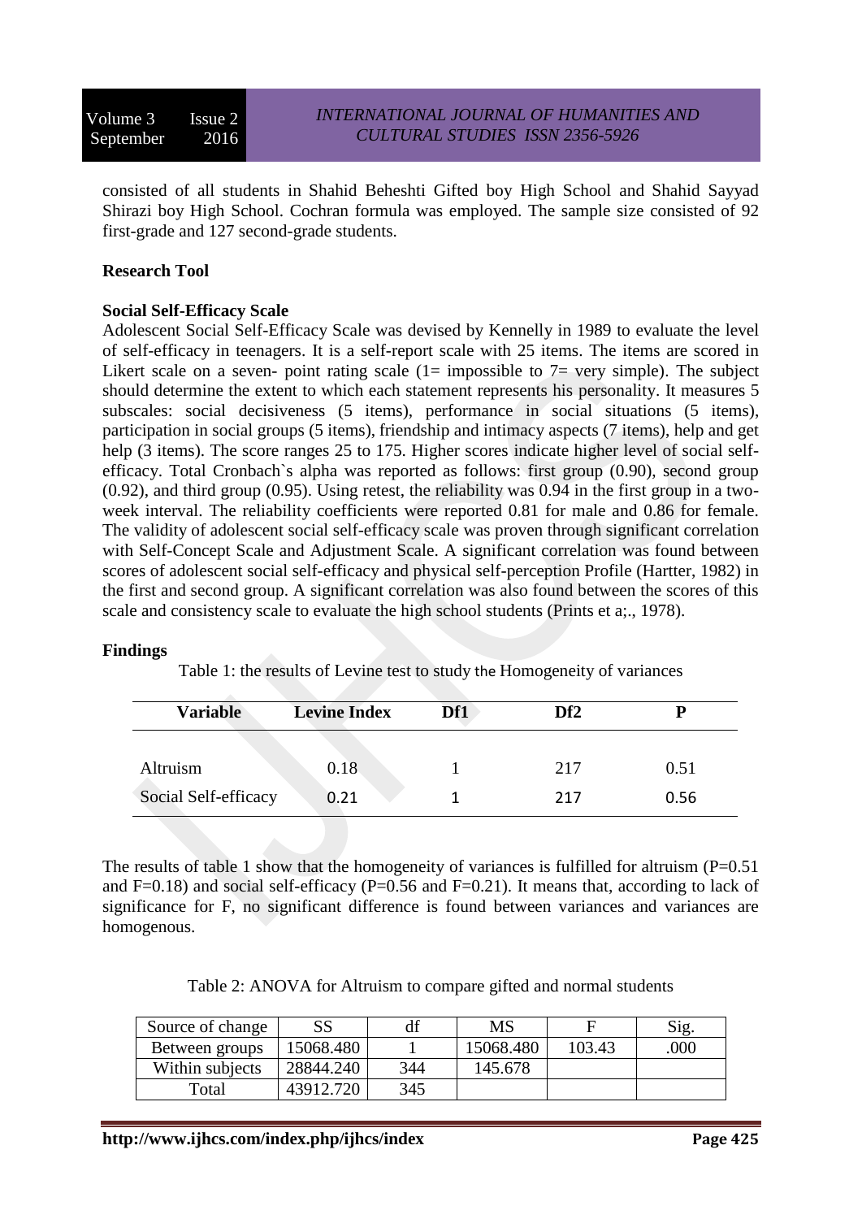consisted of all students in Shahid Beheshti Gifted boy High School and Shahid Sayyad Shirazi boy High School. Cochran formula was employed. The sample size consisted of 92 first-grade and 127 second-grade students.

**Research Tool**

**Social Self-Efficacy Scale**

Adolescent Social Self-Efficacy Scale was devised by Kennelly in 1989 to evaluate the level of self-efficacy in teenagers. It is a self-report scale with 25 items. The items are scored in Likert scale on a seven- point rating scale (1= impossible to 7= very simple). The subject should determine the extent to which each statement represents his personality. It measures 5 subscales: social decisiveness (5 items), performance in social situations (5 items), participation in social groups (5 items), friendship and intimacy aspects (7 items), help and get help (3 items). The score ranges 25 to 175. Higher scores indicate higher level of social self-efficacy. Total Cronbach`s alpha was reported as follows: first group (0.90), second group (0.92), and third group (0.95). Using retest, the reliability was 0.94 in the first group in a two-week interval. The reliability coefficients were reported 0.81 for male and 0.86 for female. The validity of adolescent social self-efficacy scale was proven through significant correlation with Self-Concept Scale and Adjustment Scale. A significant correlation was found between scores of adolescent social self-efficacy and physical self-perception Profile (Hartter, 1982) in the first and second group. A significant correlation was also found between the scores of this scale and consistency scale to evaluate the high school students (Prints et a;., 1978).

**Findings**

Table 1: the results of Levine test to study the Homogeneity of variances

| Variable | Levine Index | Df1 | Df2 | P |
|---|---|---|---|---|
| Altruism | 0.18 | 1 | 217 | 0.51 |
| Social Self-efficacy | 0.21 | 1 | 217 | 0.56 |

The results of table 1 show that the homogeneity of variances is fulfilled for altruism (P=0.51 and F=0.18) and social self-efficacy (P=0.56 and F=0.21). It means that, according to lack of significance for F, no significant difference is found between variances and variances are homogenous.

Table 2: ANOVA for Altruism to compare gifted and normal students

| Source of change | SS | df | MS | F | Sig. |
|---|---|---|---|---|---|
| Between groups | 15068.480 | 1 | 15068.480 | 103.43 | .000 |
| Within subjects | 28844.240 | 344 | 145.678 | | |
| Total | 43912.720 | 345 | | | |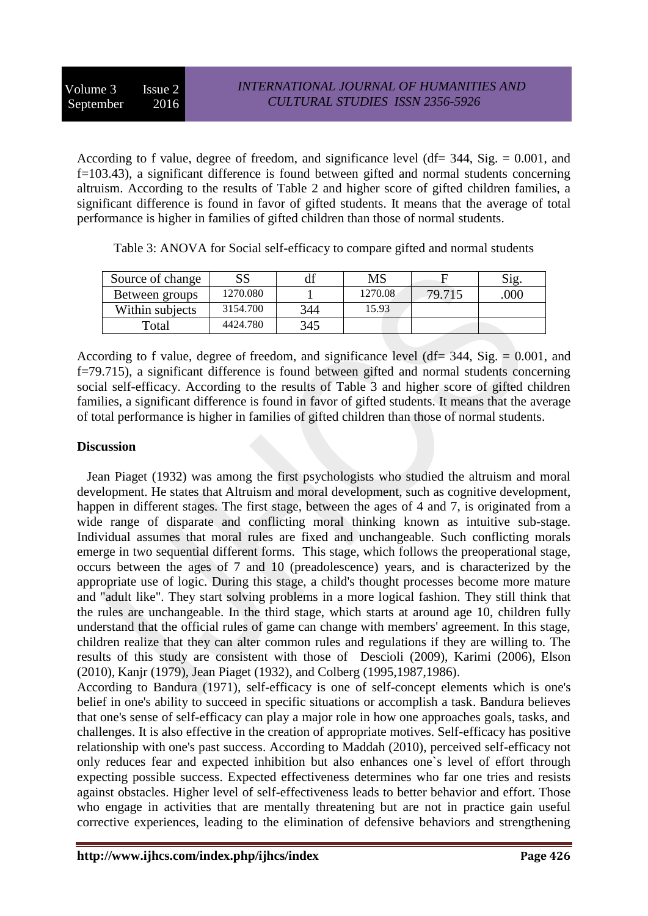According to f value, degree of freedom, and significance level (df= 344, Sig. = 0.001, and f=103.43), a significant difference is found between gifted and normal students concerning altruism. According to the results of Table 2 and higher score of gifted children families, a significant difference is found in favor of gifted students. It means that the average of total performance is higher in families of gifted children than those of normal students.

Table 3: ANOVA for Social self-efficacy to compare gifted and normal students

| Source of change | SS | df | MS | F | Sig. |
|---|---|---|---|---|---|
| Between groups | 1270.080 | 1 | 1270.08 | 79.715 | .000 |
| Within subjects | 3154.700 | 344 | 15.93 | | |
| Total | 4424.780 | 345 | | | |

According to f value, degree of freedom, and significance level (df= 344, Sig. = 0.001, and f=79.715), a significant difference is found between gifted and normal students concerning social self-efficacy. According to the results of Table 3 and higher score of gifted children families, a significant difference is found in favor of gifted students. It means that the average of total performance is higher in families of gifted children than those of normal students.

**Discussion**

Jean Piaget (1932) was among the first psychologists who studied the altruism and moral development. He states that Altruism and moral development, such as cognitive development, happen in different stages. The first stage, between the ages of 4 and 7, is originated from a wide range of disparate and conflicting moral thinking known as intuitive sub-stage. Individual assumes that moral rules are fixed and unchangeable. Such conflicting morals emerge in two sequential different forms. This stage, which follows the preoperational stage, occurs between the ages of 7 and 10 (preadolescence) years, and is characterized by the appropriate use of logic. During this stage, a child's thought processes become more mature and "adult like". They start solving problems in a more logical fashion. They still think that the rules are unchangeable. In the third stage, which starts at around age 10, children fully understand that the official rules of game can change with members' agreement. In this stage, children realize that they can alter common rules and regulations if they are willing to. The results of this study are consistent with those of Descioli (2009), Karimi (2006), Elson (2010), Kanjr (1979), Jean Piaget (1932), and Colberg (1995,1987,1986).

According to Bandura (1971), self-efficacy is one of self-concept elements which is one's belief in one's ability to succeed in specific situations or accomplish a task. Bandura believes that one's sense of self-efficacy can play a major role in how one approaches goals, tasks, and challenges. It is also effective in the creation of appropriate motives. Self-efficacy has positive relationship with one's past success. According to Maddah (2010), perceived self-efficacy not only reduces fear and expected inhibition but also enhances one`s level of effort through expecting possible success. Expected effectiveness determines who far one tries and resists against obstacles. Higher level of self-effectiveness leads to better behavior and effort. Those who engage in activities that are mentally threatening but are not in practice gain useful corrective experiences, leading to the elimination of defensive behaviors and strengthening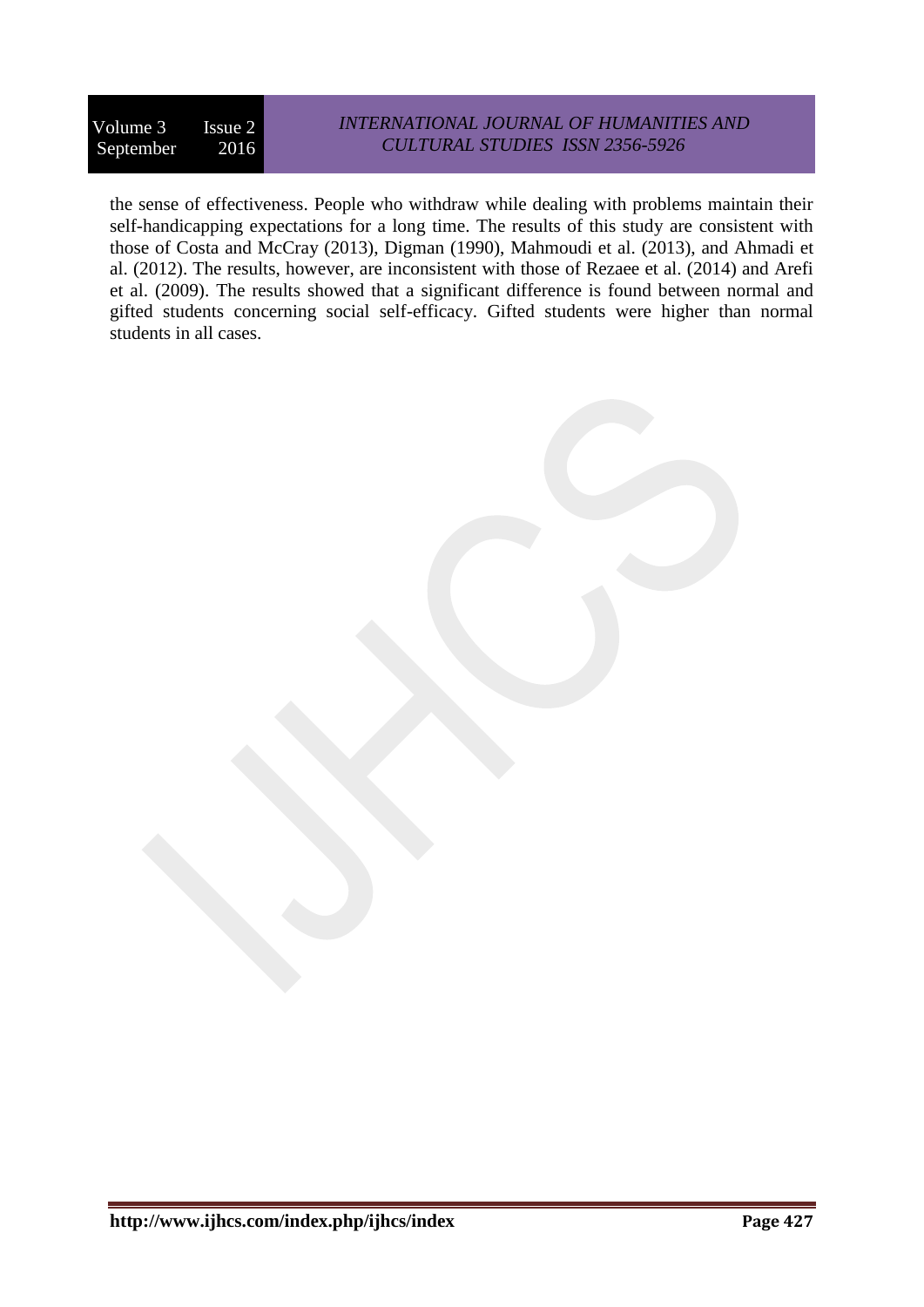the sense of effectiveness. People who withdraw while dealing with problems maintain their self-handicapping expectations for a long time. The results of this study are consistent with those of Costa and McCray (2013), Digman (1990), Mahmoudi et al. (2013), and Ahmadi et al. (2012). The results, however, are inconsistent with those of Rezaee et al. (2014) and Arefi et al. (2009). The results showed that a significant difference is found between normal and gifted students concerning social self-efficacy. Gifted students were higher than normal students in all cases.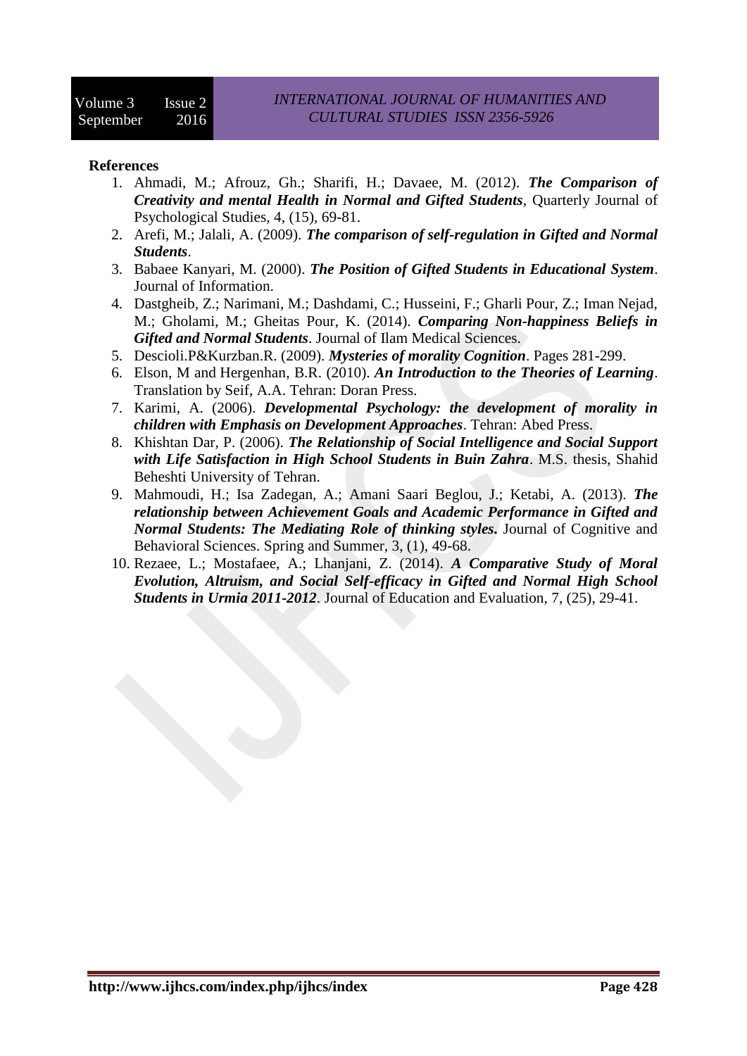**References**

1. Ahmadi, M.; Afrouz, Gh.; Sharifi, H.; Davaee, M. (2012). ***The Comparison of Creativity and mental Health in Normal and Gifted Students***, Quarterly Journal of Psychological Studies, 4, (15), 69-81.
2. Arefi, M.; Jalali, A. (2009). ***The comparison of self-regulation in Gifted and Normal Students***.
3. Babaee Kanyari, M. (2000). ***The Position of Gifted Students in Educational System***. Journal of Information.
4. Dastgheib, Z.; Narimani, M.; Dashdami, C.; Husseini, F.; Gharli Pour, Z.; Iman Nejad, M.; Gholami, M.; Gheitas Pour, K. (2014). ***Comparing Non-happiness Beliefs in Gifted and Normal Students***. Journal of Ilam Medical Sciences.
5. Descioli.P&Kurzban.R. (2009). ***Mysteries of morality Cognition***. Pages 281-299.
6. Elson, M and Hergenhan, B.R. (2010). ***An Introduction to the Theories of Learning***. Translation by Seif, A.A. Tehran: Doran Press.
7. Karimi, A. (2006). ***Developmental Psychology: the development of morality in children with Emphasis on Development Approaches***. Tehran: Abed Press.
8. Khishtan Dar, P. (2006). ***The Relationship of Social Intelligence and Social Support with Life Satisfaction in High School Students in Buin Zahra***. M.S. thesis, Shahid Beheshti University of Tehran.
9. Mahmoudi, H.; Isa Zadegan, A.; Amani Saari Beglou, J.; Ketabi, A. (2013). ***The relationship between Achievement Goals and Academic Performance in Gifted and Normal Students: The Mediating Role of thinking styles.*** Journal of Cognitive and Behavioral Sciences. Spring and Summer, 3, (1), 49-68.
10. Rezaee, L.; Mostafaee, A.; Lhanjani, Z. (2014). ***A Comparative Study of Moral Evolution, Altruism, and Social Self-efficacy in Gifted and Normal High School Students in Urmia 2011-2012***. Journal of Education and Evaluation, 7, (25), 29-41.